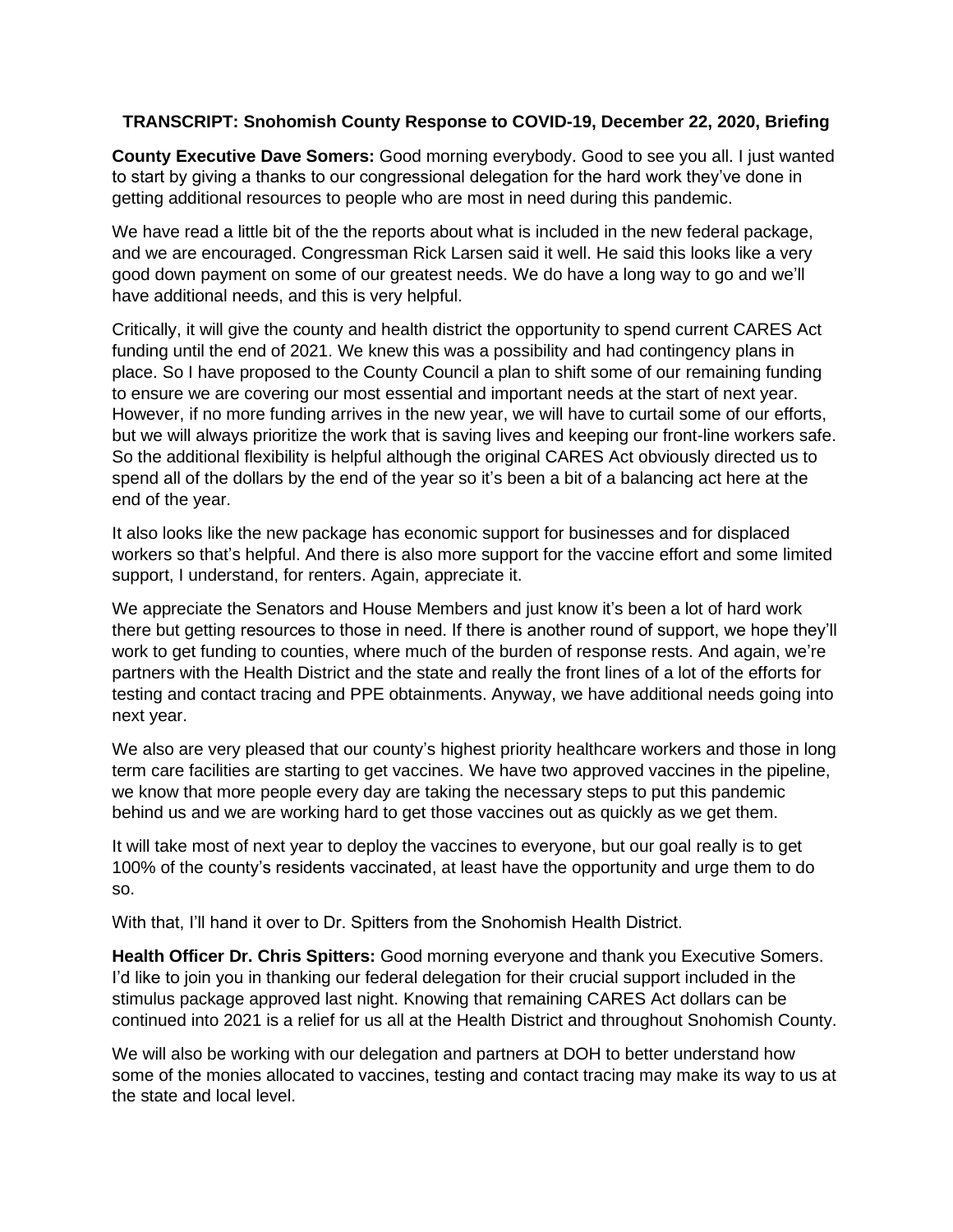**TRANSCRIPT: Snohomish County Response to COVID-19, December 22, 2020, Briefing**

**County Executive Dave Somers:** Good morning everybody. Good to see you all. I just wanted to start by giving a thanks to our congressional delegation for the hard work they've done in getting additional resources to people who are most in need during this pandemic.

We have read a little bit of the the reports about what is included in the new federal package, and we are encouraged. Congressman Rick Larsen said it well. He said this looks like a very good down payment on some of our greatest needs. We do have a long way to go and we'll have additional needs, and this is very helpful.

Critically, it will give the county and health district the opportunity to spend current CARES Act funding until the end of 2021. We knew this was a possibility and had contingency plans in place. So I have proposed to the County Council a plan to shift some of our remaining funding to ensure we are covering our most essential and important needs at the start of next year. However, if no more funding arrives in the new year, we will have to curtail some of our efforts, but we will always prioritize the work that is saving lives and keeping our front-line workers safe. So the additional flexibility is helpful although the original CARES Act obviously directed us to spend all of the dollars by the end of the year so it's been a bit of a balancing act here at the end of the year.

It also looks like the new package has economic support for businesses and for displaced workers so that's helpful. And there is also more support for the vaccine effort and some limited support, I understand, for renters. Again, appreciate it.

We appreciate the Senators and House Members and just know it's been a lot of hard work there but getting resources to those in need. If there is another round of support, we hope they'll work to get funding to counties, where much of the burden of response rests. And again, we're partners with the Health District and the state and really the front lines of a lot of the efforts for testing and contact tracing and PPE obtainments. Anyway, we have additional needs going into next year.

We also are very pleased that our county's highest priority healthcare workers and those in long term care facilities are starting to get vaccines. We have two approved vaccines in the pipeline, we know that more people every day are taking the necessary steps to put this pandemic behind us and we are working hard to get those vaccines out as quickly as we get them.

It will take most of next year to deploy the vaccines to everyone, but our goal really is to get 100% of the county's residents vaccinated, at least have the opportunity and urge them to do so.

With that, I'll hand it over to Dr. Spitters from the Snohomish Health District.

**Health Officer Dr. Chris Spitters:** Good morning everyone and thank you Executive Somers. I'd like to join you in thanking our federal delegation for their crucial support included in the stimulus package approved last night. Knowing that remaining CARES Act dollars can be continued into 2021 is a relief for us all at the Health District and throughout Snohomish County.

We will also be working with our delegation and partners at DOH to better understand how some of the monies allocated to vaccines, testing and contact tracing may make its way to us at the state and local level.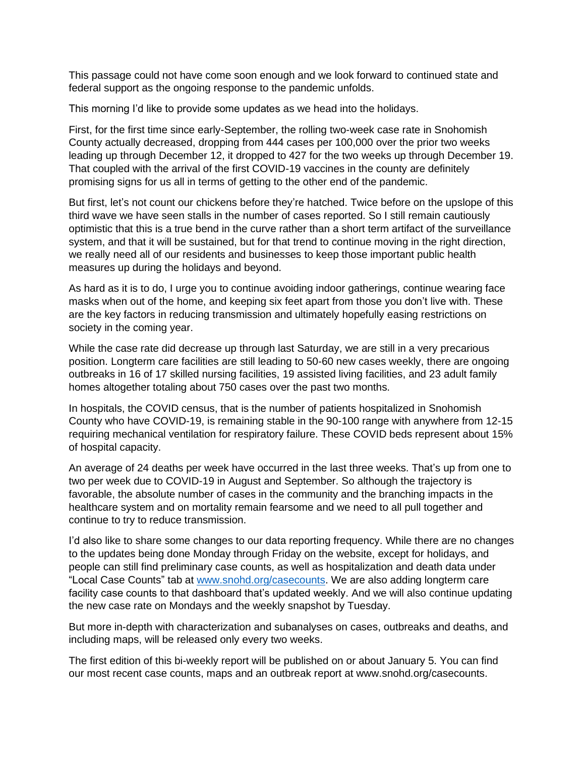This passage could not have come soon enough and we look forward to continued state and federal support as the ongoing response to the pandemic unfolds.

This morning I'd like to provide some updates as we head into the holidays.

First, for the first time since early-September, the rolling two-week case rate in Snohomish County actually decreased, dropping from 444 cases per 100,000 over the prior two weeks leading up through December 12, it dropped to 427 for the two weeks up through December 19. That coupled with the arrival of the first COVID-19 vaccines in the county are definitely promising signs for us all in terms of getting to the other end of the pandemic.

But first, let's not count our chickens before they're hatched. Twice before on the upslope of this third wave we have seen stalls in the number of cases reported. So I still remain cautiously optimistic that this is a true bend in the curve rather than a short term artifact of the surveillance system, and that it will be sustained, but for that trend to continue moving in the right direction, we really need all of our residents and businesses to keep those important public health measures up during the holidays and beyond.

As hard as it is to do, I urge you to continue avoiding indoor gatherings, continue wearing face masks when out of the home, and keeping six feet apart from those you don't live with. These are the key factors in reducing transmission and ultimately hopefully easing restrictions on society in the coming year.

While the case rate did decrease up through last Saturday, we are still in a very precarious position. Longterm care facilities are still leading to 50-60 new cases weekly, there are ongoing outbreaks in 16 of 17 skilled nursing facilities, 19 assisted living facilities, and 23 adult family homes altogether totaling about 750 cases over the past two months.

In hospitals, the COVID census, that is the number of patients hospitalized in Snohomish County who have COVID-19, is remaining stable in the 90-100 range with anywhere from 12-15 requiring mechanical ventilation for respiratory failure. These COVID beds represent about 15% of hospital capacity.

An average of 24 deaths per week have occurred in the last three weeks. That's up from one to two per week due to COVID-19 in August and September. So although the trajectory is favorable, the absolute number of cases in the community and the branching impacts in the healthcare system and on mortality remain fearsome and we need to all pull together and continue to try to reduce transmission.

I'd also like to share some changes to our data reporting frequency. While there are no changes to the updates being done Monday through Friday on the website, except for holidays, and people can still find preliminary case counts, as well as hospitalization and death data under "Local Case Counts" tab at [www.snohd.org/casecounts](www.snohd.org/casecounts). We are also adding longterm care facility case counts to that dashboard that's updated weekly. And we will also continue updating the new case rate on Mondays and the weekly snapshot by Tuesday.

But more in-depth with characterization and subanalyses on cases, outbreaks and deaths, and including maps, will be released only every two weeks.

The first edition of this bi-weekly report will be published on or about January 5. You can find our most recent case counts, maps and an outbreak report at www.snohd.org/casecounts.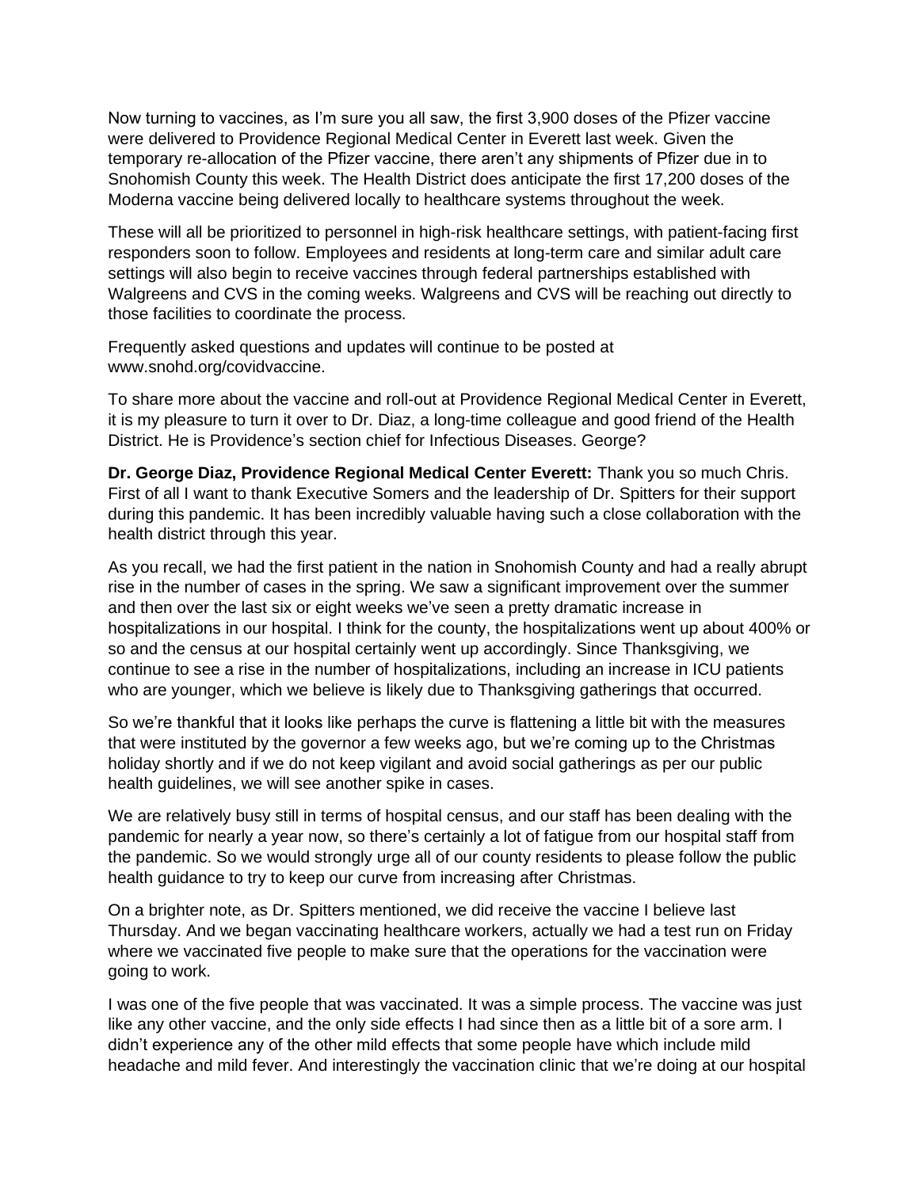Now turning to vaccines, as I'm sure you all saw, the first 3,900 doses of the Pfizer vaccine were delivered to Providence Regional Medical Center in Everett last week. Given the temporary re-allocation of the Pfizer vaccine, there aren't any shipments of Pfizer due in to Snohomish County this week. The Health District does anticipate the first 17,200 doses of the Moderna vaccine being delivered locally to healthcare systems throughout the week.

These will all be prioritized to personnel in high-risk healthcare settings, with patient-facing first responders soon to follow. Employees and residents at long-term care and similar adult care settings will also begin to receive vaccines through federal partnerships established with Walgreens and CVS in the coming weeks. Walgreens and CVS will be reaching out directly to those facilities to coordinate the process.

Frequently asked questions and updates will continue to be posted at www.snohd.org/covidvaccine.

To share more about the vaccine and roll-out at Providence Regional Medical Center in Everett, it is my pleasure to turn it over to Dr. Diaz, a long-time colleague and good friend of the Health District. He is Providence's section chief for Infectious Diseases. George?

**Dr. George Diaz, Providence Regional Medical Center Everett:** Thank you so much Chris. First of all I want to thank Executive Somers and the leadership of Dr. Spitters for their support during this pandemic. It has been incredibly valuable having such a close collaboration with the health district through this year.

As you recall, we had the first patient in the nation in Snohomish County and had a really abrupt rise in the number of cases in the spring. We saw a significant improvement over the summer and then over the last six or eight weeks we've seen a pretty dramatic increase in hospitalizations in our hospital. I think for the county, the hospitalizations went up about 400% or so and the census at our hospital certainly went up accordingly. Since Thanksgiving, we continue to see a rise in the number of hospitalizations, including an increase in ICU patients who are younger, which we believe is likely due to Thanksgiving gatherings that occurred.

So we're thankful that it looks like perhaps the curve is flattening a little bit with the measures that were instituted by the governor a few weeks ago, but we're coming up to the Christmas holiday shortly and if we do not keep vigilant and avoid social gatherings as per our public health guidelines, we will see another spike in cases.

We are relatively busy still in terms of hospital census, and our staff has been dealing with the pandemic for nearly a year now, so there's certainly a lot of fatigue from our hospital staff from the pandemic. So we would strongly urge all of our county residents to please follow the public health guidance to try to keep our curve from increasing after Christmas.

On a brighter note, as Dr. Spitters mentioned, we did receive the vaccine I believe last Thursday. And we began vaccinating healthcare workers, actually we had a test run on Friday where we vaccinated five people to make sure that the operations for the vaccination were going to work.

I was one of the five people that was vaccinated. It was a simple process. The vaccine was just like any other vaccine, and the only side effects I had since then as a little bit of a sore arm. I didn't experience any of the other mild effects that some people have which include mild headache and mild fever. And interestingly the vaccination clinic that we're doing at our hospital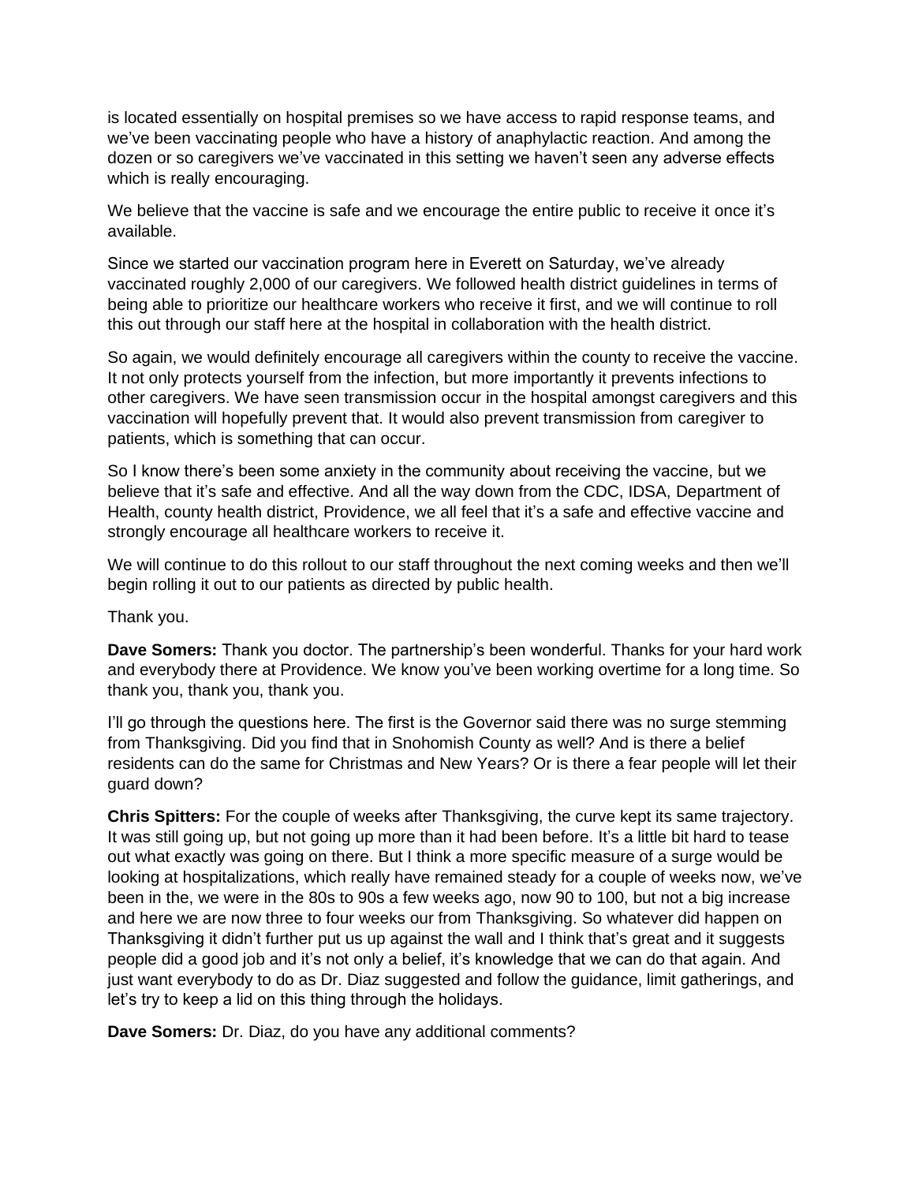is located essentially on hospital premises so we have access to rapid response teams, and we've been vaccinating people who have a history of anaphylactic reaction. And among the dozen or so caregivers we've vaccinated in this setting we haven't seen any adverse effects which is really encouraging.

We believe that the vaccine is safe and we encourage the entire public to receive it once it's available.

Since we started our vaccination program here in Everett on Saturday, we've already vaccinated roughly 2,000 of our caregivers. We followed health district guidelines in terms of being able to prioritize our healthcare workers who receive it first, and we will continue to roll this out through our staff here at the hospital in collaboration with the health district.

So again, we would definitely encourage all caregivers within the county to receive the vaccine. It not only protects yourself from the infection, but more importantly it prevents infections to other caregivers. We have seen transmission occur in the hospital amongst caregivers and this vaccination will hopefully prevent that. It would also prevent transmission from caregiver to patients, which is something that can occur.

So I know there's been some anxiety in the community about receiving the vaccine, but we believe that it's safe and effective. And all the way down from the CDC, IDSA, Department of Health, county health district, Providence, we all feel that it's a safe and effective vaccine and strongly encourage all healthcare workers to receive it.

We will continue to do this rollout to our staff throughout the next coming weeks and then we'll begin rolling it out to our patients as directed by public health.

Thank you.

**Dave Somers:** Thank you doctor. The partnership's been wonderful. Thanks for your hard work and everybody there at Providence. We know you've been working overtime for a long time. So thank you, thank you, thank you.

I'll go through the questions here. The first is the Governor said there was no surge stemming from Thanksgiving. Did you find that in Snohomish County as well? And is there a belief residents can do the same for Christmas and New Years? Or is there a fear people will let their guard down?

**Chris Spitters:** For the couple of weeks after Thanksgiving, the curve kept its same trajectory. It was still going up, but not going up more than it had been before. It's a little bit hard to tease out what exactly was going on there. But I think a more specific measure of a surge would be looking at hospitalizations, which really have remained steady for a couple of weeks now, we've been in the, we were in the 80s to 90s a few weeks ago, now 90 to 100, but not a big increase and here we are now three to four weeks our from Thanksgiving. So whatever did happen on Thanksgiving it didn't further put us up against the wall and I think that's great and it suggests people did a good job and it's not only a belief, it's knowledge that we can do that again. And just want everybody to do as Dr. Diaz suggested and follow the guidance, limit gatherings, and let's try to keep a lid on this thing through the holidays.

**Dave Somers:** Dr. Diaz, do you have any additional comments?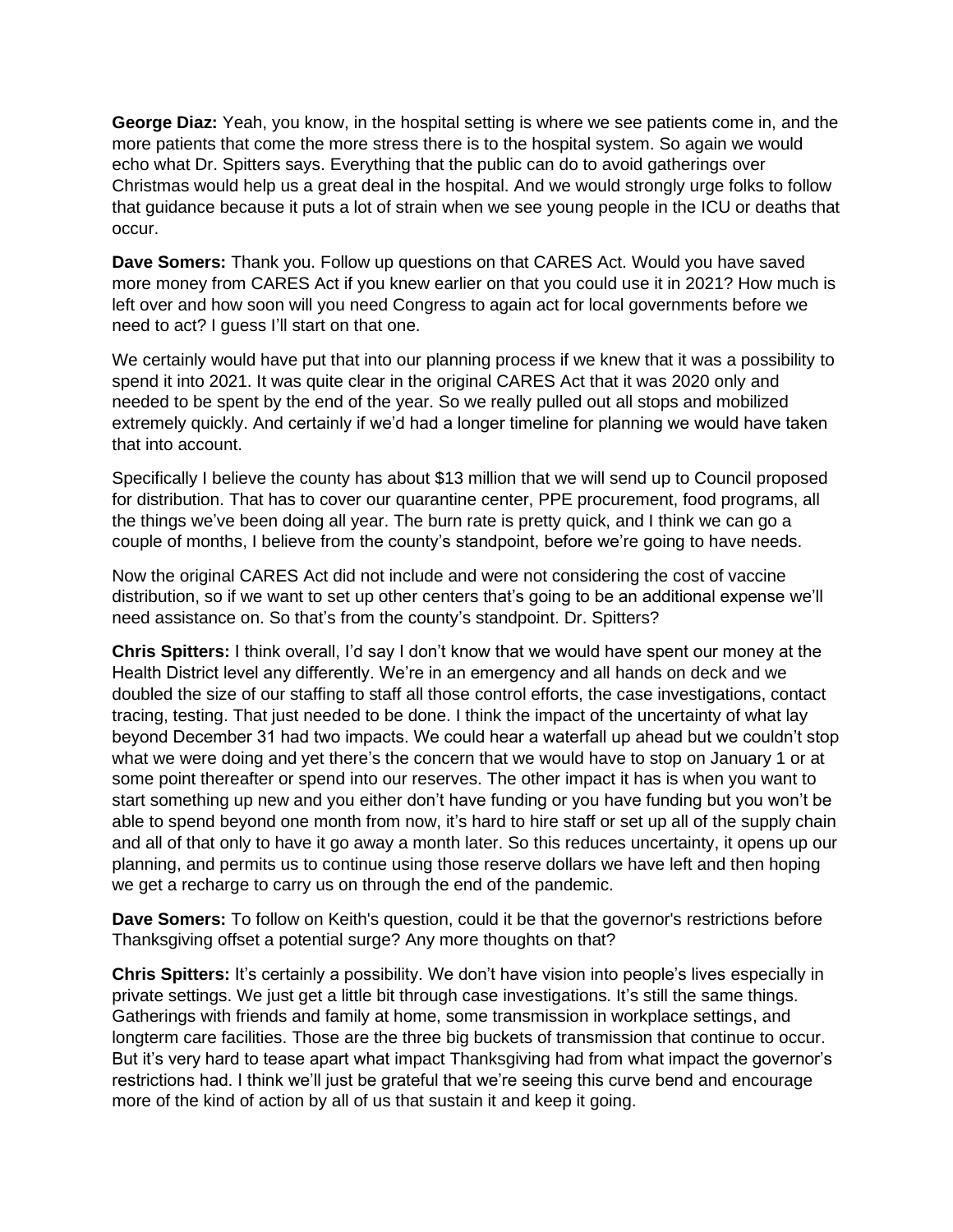**George Diaz:** Yeah, you know, in the hospital setting is where we see patients come in, and the more patients that come the more stress there is to the hospital system. So again we would echo what Dr. Spitters says. Everything that the public can do to avoid gatherings over Christmas would help us a great deal in the hospital. And we would strongly urge folks to follow that guidance because it puts a lot of strain when we see young people in the ICU or deaths that occur.

**Dave Somers:** Thank you. Follow up questions on that CARES Act. Would you have saved more money from CARES Act if you knew earlier on that you could use it in 2021? How much is left over and how soon will you need Congress to again act for local governments before we need to act? I guess I'll start on that one.

We certainly would have put that into our planning process if we knew that it was a possibility to spend it into 2021. It was quite clear in the original CARES Act that it was 2020 only and needed to be spent by the end of the year. So we really pulled out all stops and mobilized extremely quickly. And certainly if we'd had a longer timeline for planning we would have taken that into account.

Specifically I believe the county has about $13 million that we will send up to Council proposed for distribution. That has to cover our quarantine center, PPE procurement, food programs, all the things we've been doing all year. The burn rate is pretty quick, and I think we can go a couple of months, I believe from the county's standpoint, before we're going to have needs.

Now the original CARES Act did not include and were not considering the cost of vaccine distribution, so if we want to set up other centers that's going to be an additional expense we'll need assistance on. So that's from the county's standpoint. Dr. Spitters?

**Chris Spitters:** I think overall, I'd say I don't know that we would have spent our money at the Health District level any differently. We're in an emergency and all hands on deck and we doubled the size of our staffing to staff all those control efforts, the case investigations, contact tracing, testing. That just needed to be done. I think the impact of the uncertainty of what lay beyond December 31 had two impacts. We could hear a waterfall up ahead but we couldn't stop what we were doing and yet there's the concern that we would have to stop on January 1 or at some point thereafter or spend into our reserves. The other impact it has is when you want to start something up new and you either don't have funding or you have funding but you won't be able to spend beyond one month from now, it's hard to hire staff or set up all of the supply chain and all of that only to have it go away a month later. So this reduces uncertainty, it opens up our planning, and permits us to continue using those reserve dollars we have left and then hoping we get a recharge to carry us on through the end of the pandemic.

**Dave Somers:** To follow on Keith's question, could it be that the governor's restrictions before Thanksgiving offset a potential surge? Any more thoughts on that?

**Chris Spitters:** It's certainly a possibility. We don't have vision into people's lives especially in private settings. We just get a little bit through case investigations. It's still the same things. Gatherings with friends and family at home, some transmission in workplace settings, and longterm care facilities. Those are the three big buckets of transmission that continue to occur. But it's very hard to tease apart what impact Thanksgiving had from what impact the governor's restrictions had. I think we'll just be grateful that we're seeing this curve bend and encourage more of the kind of action by all of us that sustain it and keep it going.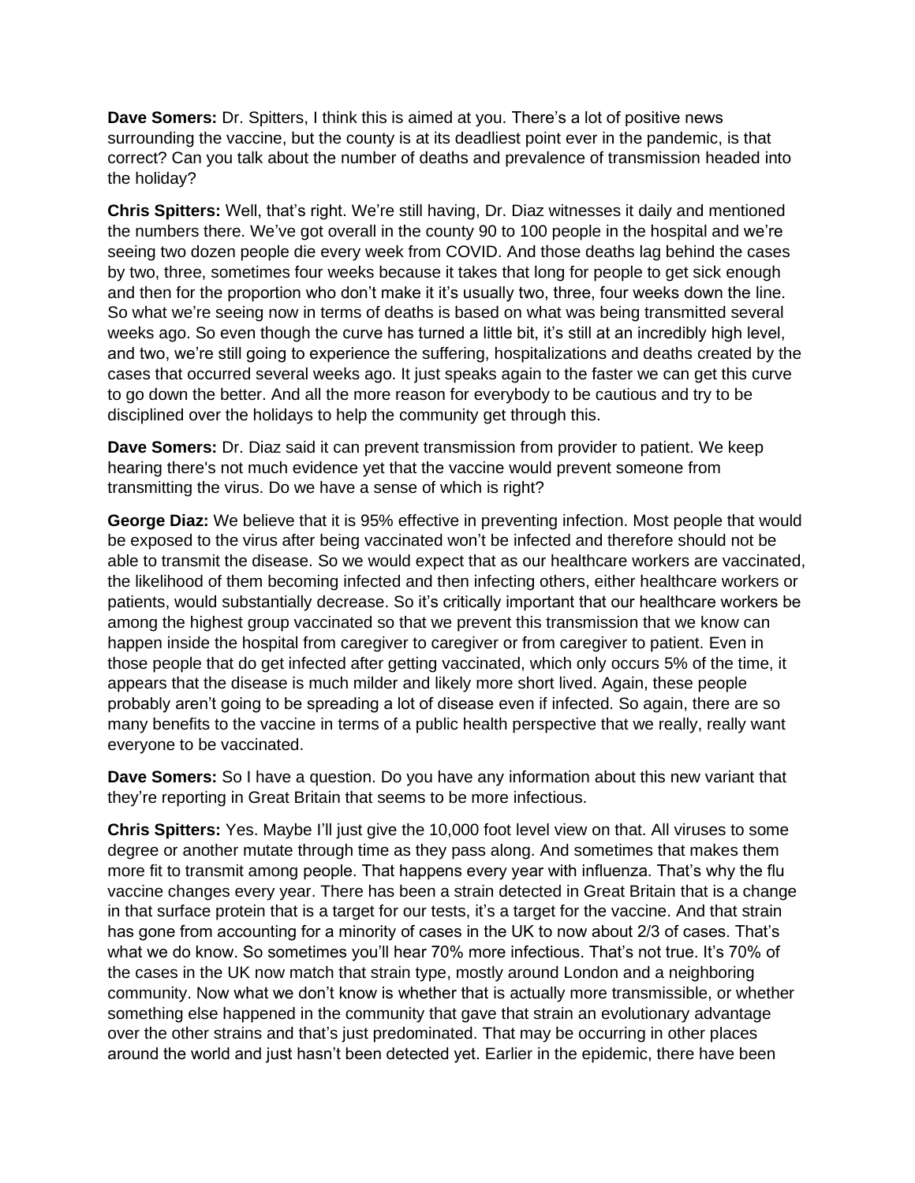**Dave Somers:** Dr. Spitters, I think this is aimed at you. There's a lot of positive news surrounding the vaccine, but the county is at its deadliest point ever in the pandemic, is that correct? Can you talk about the number of deaths and prevalence of transmission headed into the holiday?

**Chris Spitters:** Well, that's right. We're still having, Dr. Diaz witnesses it daily and mentioned the numbers there. We've got overall in the county 90 to 100 people in the hospital and we're seeing two dozen people die every week from COVID. And those deaths lag behind the cases by two, three, sometimes four weeks because it takes that long for people to get sick enough and then for the proportion who don't make it it's usually two, three, four weeks down the line. So what we're seeing now in terms of deaths is based on what was being transmitted several weeks ago. So even though the curve has turned a little bit, it's still at an incredibly high level, and two, we're still going to experience the suffering, hospitalizations and deaths created by the cases that occurred several weeks ago. It just speaks again to the faster we can get this curve to go down the better. And all the more reason for everybody to be cautious and try to be disciplined over the holidays to help the community get through this.

**Dave Somers:** Dr. Diaz said it can prevent transmission from provider to patient. We keep hearing there's not much evidence yet that the vaccine would prevent someone from transmitting the virus. Do we have a sense of which is right?

**George Diaz:** We believe that it is 95% effective in preventing infection. Most people that would be exposed to the virus after being vaccinated won't be infected and therefore should not be able to transmit the disease. So we would expect that as our healthcare workers are vaccinated, the likelihood of them becoming infected and then infecting others, either healthcare workers or patients, would substantially decrease. So it's critically important that our healthcare workers be among the highest group vaccinated so that we prevent this transmission that we know can happen inside the hospital from caregiver to caregiver or from caregiver to patient. Even in those people that do get infected after getting vaccinated, which only occurs 5% of the time, it appears that the disease is much milder and likely more short lived. Again, these people probably aren't going to be spreading a lot of disease even if infected. So again, there are so many benefits to the vaccine in terms of a public health perspective that we really, really want everyone to be vaccinated.

**Dave Somers:** So I have a question. Do you have any information about this new variant that they're reporting in Great Britain that seems to be more infectious.

**Chris Spitters:** Yes. Maybe I'll just give the 10,000 foot level view on that. All viruses to some degree or another mutate through time as they pass along. And sometimes that makes them more fit to transmit among people. That happens every year with influenza. That's why the flu vaccine changes every year. There has been a strain detected in Great Britain that is a change in that surface protein that is a target for our tests, it's a target for the vaccine. And that strain has gone from accounting for a minority of cases in the UK to now about 2/3 of cases. That's what we do know. So sometimes you'll hear 70% more infectious. That's not true. It's 70% of the cases in the UK now match that strain type, mostly around London and a neighboring community. Now what we don't know is whether that is actually more transmissible, or whether something else happened in the community that gave that strain an evolutionary advantage over the other strains and that's just predominated. That may be occurring in other places around the world and just hasn't been detected yet. Earlier in the epidemic, there have been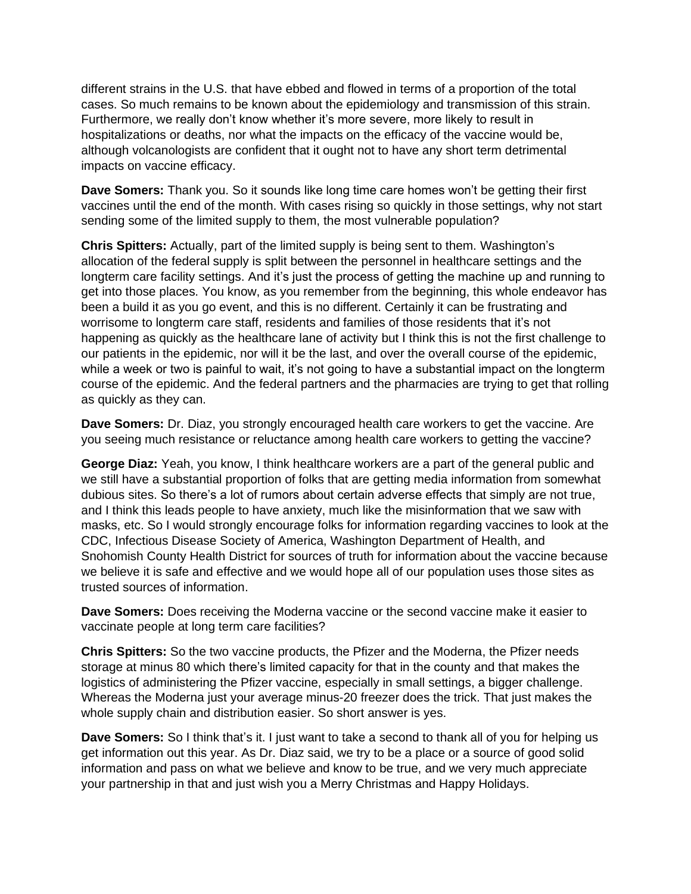different strains in the U.S. that have ebbed and flowed in terms of a proportion of the total cases. So much remains to be known about the epidemiology and transmission of this strain. Furthermore, we really don't know whether it's more severe, more likely to result in hospitalizations or deaths, nor what the impacts on the efficacy of the vaccine would be, although volcanologists are confident that it ought not to have any short term detrimental impacts on vaccine efficacy.

**Dave Somers:** Thank you. So it sounds like long time care homes won't be getting their first vaccines until the end of the month. With cases rising so quickly in those settings, why not start sending some of the limited supply to them, the most vulnerable population?

**Chris Spitters:** Actually, part of the limited supply is being sent to them. Washington's allocation of the federal supply is split between the personnel in healthcare settings and the longterm care facility settings. And it's just the process of getting the machine up and running to get into those places. You know, as you remember from the beginning, this whole endeavor has been a build it as you go event, and this is no different. Certainly it can be frustrating and worrisome to longterm care staff, residents and families of those residents that it's not happening as quickly as the healthcare lane of activity but I think this is not the first challenge to our patients in the epidemic, nor will it be the last, and over the overall course of the epidemic, while a week or two is painful to wait, it's not going to have a substantial impact on the longterm course of the epidemic. And the federal partners and the pharmacies are trying to get that rolling as quickly as they can.

**Dave Somers:** Dr. Diaz, you strongly encouraged health care workers to get the vaccine. Are you seeing much resistance or reluctance among health care workers to getting the vaccine?

**George Diaz:** Yeah, you know, I think healthcare workers are a part of the general public and we still have a substantial proportion of folks that are getting media information from somewhat dubious sites. So there's a lot of rumors about certain adverse effects that simply are not true, and I think this leads people to have anxiety, much like the misinformation that we saw with masks, etc. So I would strongly encourage folks for information regarding vaccines to look at the CDC, Infectious Disease Society of America, Washington Department of Health, and Snohomish County Health District for sources of truth for information about the vaccine because we believe it is safe and effective and we would hope all of our population uses those sites as trusted sources of information.

**Dave Somers:** Does receiving the Moderna vaccine or the second vaccine make it easier to vaccinate people at long term care facilities?

**Chris Spitters:** So the two vaccine products, the Pfizer and the Moderna, the Pfizer needs storage at minus 80 which there's limited capacity for that in the county and that makes the logistics of administering the Pfizer vaccine, especially in small settings, a bigger challenge. Whereas the Moderna just your average minus-20 freezer does the trick. That just makes the whole supply chain and distribution easier. So short answer is yes.

**Dave Somers:** So I think that's it. I just want to take a second to thank all of you for helping us get information out this year. As Dr. Diaz said, we try to be a place or a source of good solid information and pass on what we believe and know to be true, and we very much appreciate your partnership in that and just wish you a Merry Christmas and Happy Holidays.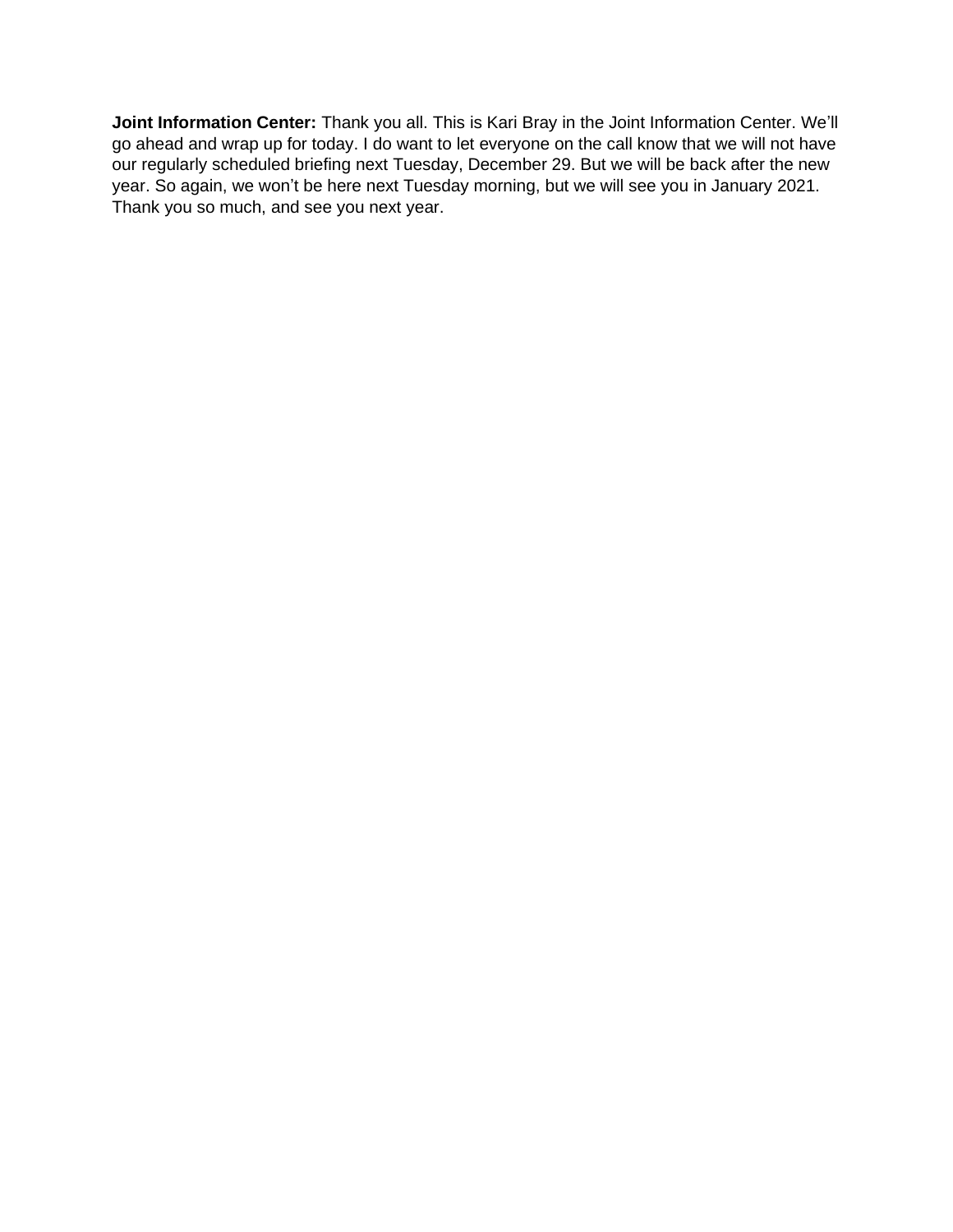**Joint Information Center:** Thank you all. This is Kari Bray in the Joint Information Center. We'll go ahead and wrap up for today. I do want to let everyone on the call know that we will not have our regularly scheduled briefing next Tuesday, December 29. But we will be back after the new year. So again, we won't be here next Tuesday morning, but we will see you in January 2021. Thank you so much, and see you next year.